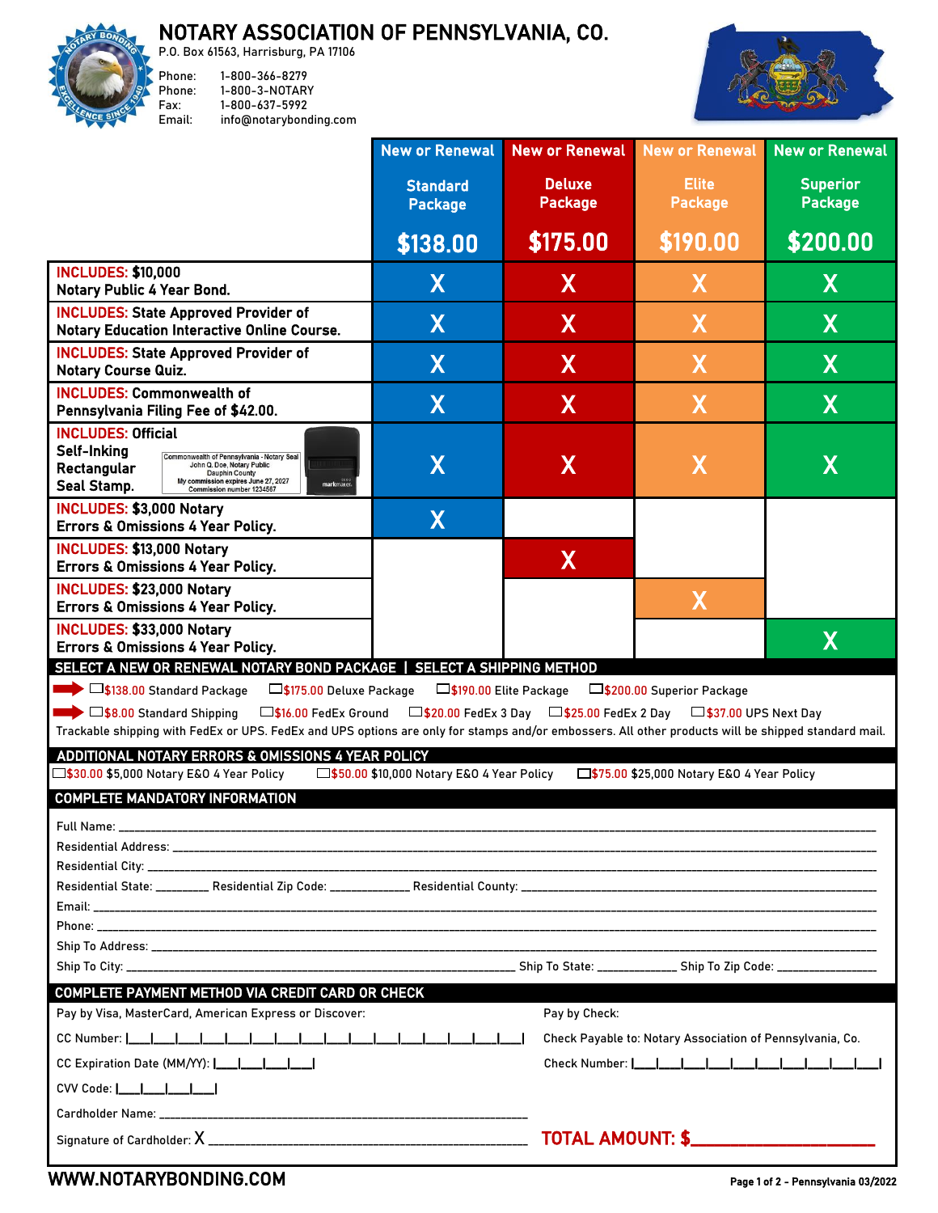# NOTARY ASSOCIATION OF PENNSYLVANIA, CO.

P.O. Box 61563, Harrisburg, PA 17106

Phone: 1-800-366-8279
Phone: 1-800-3-NOTARY
Fax: 1-800-637-5992
Email: info@notarybonding.com

| | New or Renewal Standard Package $138.00 | New or Renewal Deluxe Package $175.00 | New or Renewal Elite Package $190.00 | New or Renewal Superior Package $200.00 |
|---|---|---|---|---|
| INCLUDES: $10,000 Notary Public 4 Year Bond. | X | X | X | X |
| INCLUDES: State Approved Provider of Notary Education Interactive Online Course. | X | X | X | X |
| INCLUDES: State Approved Provider of Notary Course Quiz. | X | X | X | X |
| INCLUDES: Commonwealth of Pennsylvania Filing Fee of $42.00. | X | X | X | X |
| INCLUDES: Official Self-Inking Rectangular Seal Stamp. (Commonwealth of Pennsylvania - Notary Seal, John Q. Doe, Notary Public, Dauphin County, My commission expires June 27, 2027, Commission number 1234567) | X | X | X | X |
| INCLUDES: $3,000 Notary Errors & Omissions 4 Year Policy. | X | | | |
| INCLUDES: $13,000 Notary Errors & Omissions 4 Year Policy. | | X | | |
| INCLUDES: $23,000 Notary Errors & Omissions 4 Year Policy. | | | X | |
| INCLUDES: $33,000 Notary Errors & Omissions 4 Year Policy. | | | | X |

## SELECT A NEW OR RENEWAL NOTARY BOND PACKAGE | SELECT A SHIPPING METHOD

☐ $138.00 Standard Package ☐ $175.00 Deluxe Package ☐ $190.00 Elite Package ☐ $200.00 Superior Package

☐ $8.00 Standard Shipping ☐ $16.00 FedEx Ground ☐ $20.00 FedEx 3 Day ☐ $25.00 FedEx 2 Day ☐ $37.00 UPS Next Day

Trackable shipping with FedEx or UPS. FedEx and UPS options are only for stamps and/or embossers. All other products will be shipped standard mail.

## ADDITIONAL NOTARY ERRORS & OMISSIONS 4 YEAR POLICY

☐ $30.00 $5,000 Notary E&O 4 Year Policy ☐ $50.00 $10,000 Notary E&O 4 Year Policy ☐ $75.00 $25,000 Notary E&O 4 Year Policy

## COMPLETE MANDATORY INFORMATION

Full Name: ____________________

Residential Address: ____________________

Residential City: ____________________

Residential State: ________ Residential Zip Code: ____________ Residential County: ____________________

Email: ____________________

Phone: ____________________

Ship To Address: ____________________

Ship To City: ____________________ Ship To State: ____________ Ship To Zip Code: ______________

## COMPLETE PAYMENT METHOD VIA CREDIT CARD OR CHECK

Pay by Visa, MasterCard, American Express or Discover:

CC Number: |___|___|___|___|___|___|___|___|___|___|___|___|___|___|___|___|

CC Expiration Date (MM/YY): |___|___|___|___|

CVV Code: |___|___|___|___|

Cardholder Name: ____________________

Signature of Cardholder: X ____________________

Pay by Check:

Check Payable to: Notary Association of Pennsylvania, Co.

Check Number: |___|___|___|___|___|___|___|___|___|___|

**TOTAL AMOUNT: $____________________**

WWW.NOTARYBONDING.COM

Pennsylvania 03/2022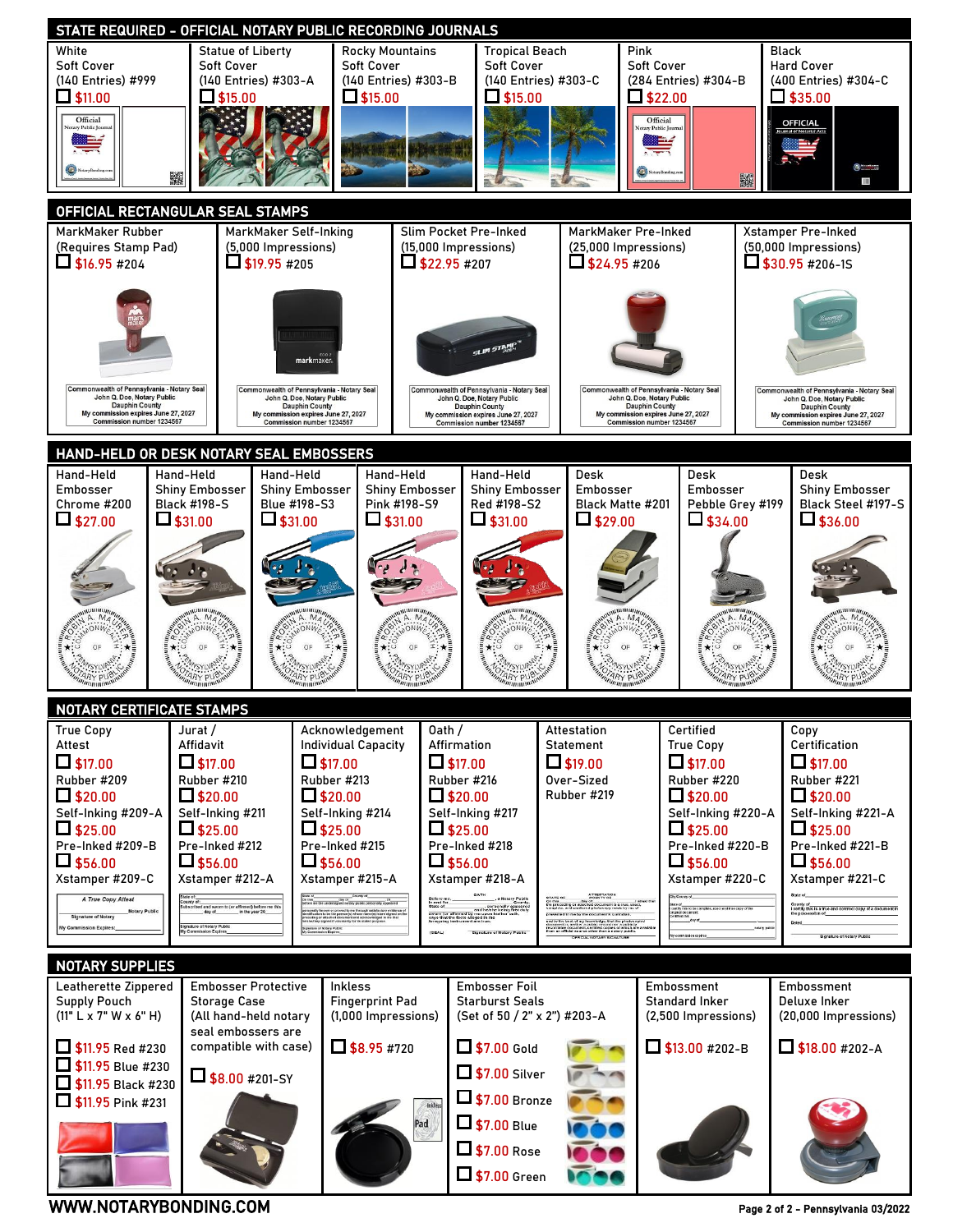## STATE REQUIRED - OFFICIAL NOTARY PUBLIC RECORDING JOURNALS

| | | | | | |
|---|---|---|---|---|---|
| White<br>Soft Cover<br>(140 Entries) #999<br>☐ $11.00 | Statue of Liberty<br>Soft Cover<br>(140 Entries) #303-A<br>☐ $15.00 | Rocky Mountains<br>Soft Cover<br>(140 Entries) #303-B<br>☐ $15.00 | Tropical Beach<br>Soft Cover<br>(140 Entries) #303-C<br>☐ $15.00 | Pink<br>Soft Cover<br>(284 Entries) #304-B<br>☐ $22.00 | Black<br>Hard Cover<br>(400 Entries) #304-C<br>☐ $35.00 |

## OFFICIAL RECTANGULAR SEAL STAMPS

| | | | | |
|---|---|---|---|---|
| MarkMaker Rubber<br>(Requires Stamp Pad)<br>☐ $16.95 #204 | MarkMaker Self-Inking<br>(5,000 Impressions)<br>☐ $19.95 #205 | Slim Pocket Pre-Inked<br>(15,000 Impressions)<br>☐ $22.95 #207 | MarkMaker Pre-Inked<br>(25,000 Impressions)<br>☐ $24.95 #206 | Xstamper Pre-Inked<br>(50,000 Impressions)<br>☐ $30.95 #206-1S |

Commonwealth of Pennsylvania - Notary Seal
John Q. Doe, Notary Public
Dauphin County
My commission expires June 27, 2027
Commission number 1234567

## HAND-HELD OR DESK NOTARY SEAL EMBOSSERS

| | | | | | | | |
|---|---|---|---|---|---|---|---|
| Hand-Held<br>Embosser<br>Chrome #200<br>☐ $27.00 | Hand-Held<br>Shiny Embosser<br>Black #198-S<br>☐ $31.00 | Hand-Held<br>Shiny Embosser<br>Blue #198-S3<br>☐ $31.00 | Hand-Held<br>Shiny Embosser<br>Pink #198-S9<br>☐ $31.00 | Hand-Held<br>Shiny Embosser<br>Red #198-S2<br>☐ $31.00 | Desk<br>Embosser<br>Black Matte #201<br>☐ $29.00 | Desk<br>Embosser<br>Pebble Grey #199<br>☐ $34.00 | Desk<br>Shiny Embosser<br>Black Steel #197-S<br>☐ $36.00 |

## NOTARY CERTIFICATE STAMPS

| | | | | | | |
|---|---|---|---|---|---|---|
| True Copy<br>Attest<br>☐ $17.00<br>Rubber #209<br>☐ $20.00<br>Self-Inking #209-A<br>☐ $25.00<br>Pre-Inked #209-B<br>☐ $56.00<br>Xstamper #209-C | Jurat /<br>Affidavit<br>☐ $17.00<br>Rubber #210<br>☐ $20.00<br>Self-Inking #211<br>☐ $25.00<br>Pre-Inked #212<br>☐ $56.00<br>Xstamper #212-A | Acknowledgement<br>Individual Capacity<br>☐ $17.00<br>Rubber #213<br>☐ $20.00<br>Self-Inking #214<br>☐ $25.00<br>Pre-Inked #215<br>☐ $56.00<br>Xstamper #215-A | Oath /<br>Affirmation<br>☐ $17.00<br>Rubber #216<br>☐ $20.00<br>Self-Inking #217<br>☐ $25.00<br>Pre-Inked #218<br>☐ $56.00<br>Xstamper #218-A | Attestation<br>Statement<br>☐ $19.00<br>Over-Sized<br>Rubber #219 | Certified<br>True Copy<br>☐ $17.00<br>Rubber #220<br>☐ $20.00<br>Self-Inking #220-A<br>☐ $25.00<br>Pre-Inked #220-B<br>☐ $56.00<br>Xstamper #220-C | Copy<br>Certification<br>☐ $17.00<br>Rubber #221<br>☐ $20.00<br>Self-Inking #221-A<br>☐ $25.00<br>Pre-Inked #221-B<br>☐ $56.00<br>Xstamper #221-C |

## NOTARY SUPPLIES

| | | | | | |
|---|---|---|---|---|---|
| Leatherette Zippered<br>Supply Pouch<br>(11" L x 7" W x 6" H)<br>☐ $11.95 Red #230<br>☐ $11.95 Blue #230<br>☐ $11.95 Black #230<br>☐ $11.95 Pink #231 | Embosser Protective<br>Storage Case<br>(All hand-held notary seal embossers are compatible with case)<br>☐ $8.00 #201-SY | Inkless<br>Fingerprint Pad<br>(1,000 Impressions)<br>☐ $8.95 #720 | Embosser Foil<br>Starburst Seals<br>(Set of 50 / 2" x 2") #203-A<br>☐ $7.00 Gold<br>☐ $7.00 Silver<br>☐ $7.00 Bronze<br>☐ $7.00 Blue<br>☐ $7.00 Rose<br>☐ $7.00 Green | Embossment<br>Standard Inker<br>(2,500 Impressions)<br>☐ $13.00 #202-B | Embossment<br>Deluxe Inker<br>(20,000 Impressions)<br>☐ $18.00 #202-A |

WWW.NOTARYBONDING.COM

Pennsylvania 03/2022